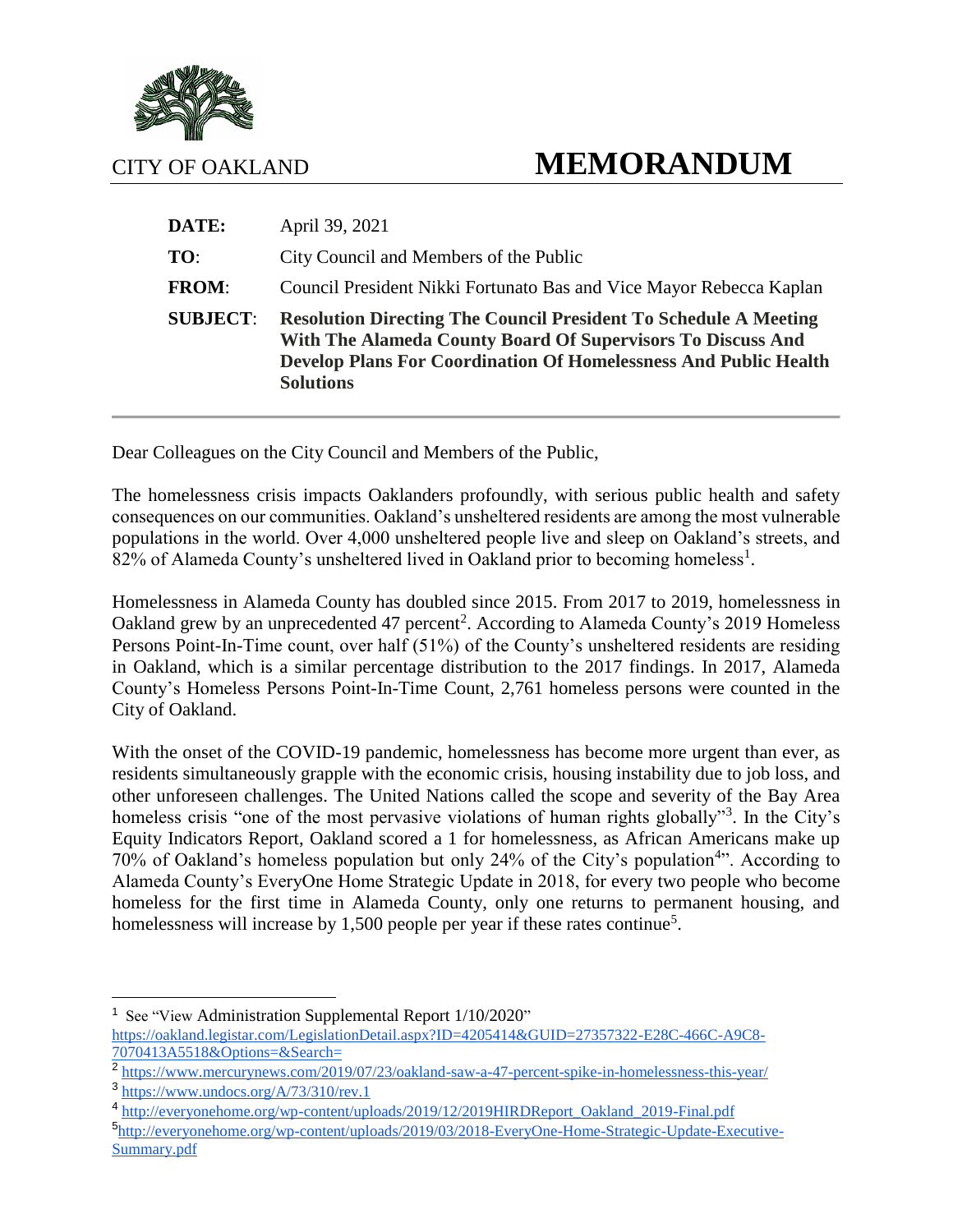CITY OF OAKLAND

# MEMORANDUM

**DATE:** April 39, 2021

**TO:** City Council and Members of the Public

**FROM:** Council President Nikki Fortunato Bas and Vice Mayor Rebecca Kaplan

**SUBJECT:** **Resolution Directing The Council President To Schedule A Meeting With The Alameda County Board Of Supervisors To Discuss And Develop Plans For Coordination Of Homelessness And Public Health Solutions**

---

Dear Colleagues on the City Council and Members of the Public,

The homelessness crisis impacts Oaklanders profoundly, with serious public health and safety consequences on our communities. Oakland's unsheltered residents are among the most vulnerable populations in the world. Over 4,000 unsheltered people live and sleep on Oakland's streets, and 82% of Alameda County's unsheltered lived in Oakland prior to becoming homeless[1].

Homelessness in Alameda County has doubled since 2015. From 2017 to 2019, homelessness in Oakland grew by an unprecedented 47 percent[2]. According to Alameda County's 2019 Homeless Persons Point-In-Time count, over half (51%) of the County's unsheltered residents are residing in Oakland, which is a similar percentage distribution to the 2017 findings. In 2017, Alameda County's Homeless Persons Point-In-Time Count, 2,761 homeless persons were counted in the City of Oakland.

With the onset of the COVID-19 pandemic, homelessness has become more urgent than ever, as residents simultaneously grapple with the economic crisis, housing instability due to job loss, and other unforeseen challenges. The United Nations called the scope and severity of the Bay Area homeless crisis "one of the most pervasive violations of human rights globally"[3]. In the City's Equity Indicators Report, Oakland scored a 1 for homelessness, as African Americans make up 70% of Oakland's homeless population but only 24% of the City's population[4]". According to Alameda County's EveryOne Home Strategic Update in 2018, for every two people who become homeless for the first time in Alameda County, only one returns to permanent housing, and homelessness will increase by 1,500 people per year if these rates continue[5].

---

[1] See "View Administration Supplemental Report 1/10/2020" https://oakland.legistar.com/LegislationDetail.aspx?ID=4205414&GUID=27357322-E28C-466C-A9C8-7070413A5518&Options=&Search=

[2] https://www.mercurynews.com/2019/07/23/oakland-saw-a-47-percent-spike-in-homelessness-this-year/

[3] https://www.undocs.org/A/73/310/rev.1

[4] http://everyonehome.org/wp-content/uploads/2019/12/2019HIRDReport_Oakland_2019-Final.pdf

[5] http://everyonehome.org/wp-content/uploads/2019/03/2018-EveryOne-Home-Strategic-Update-Executive-Summary.pdf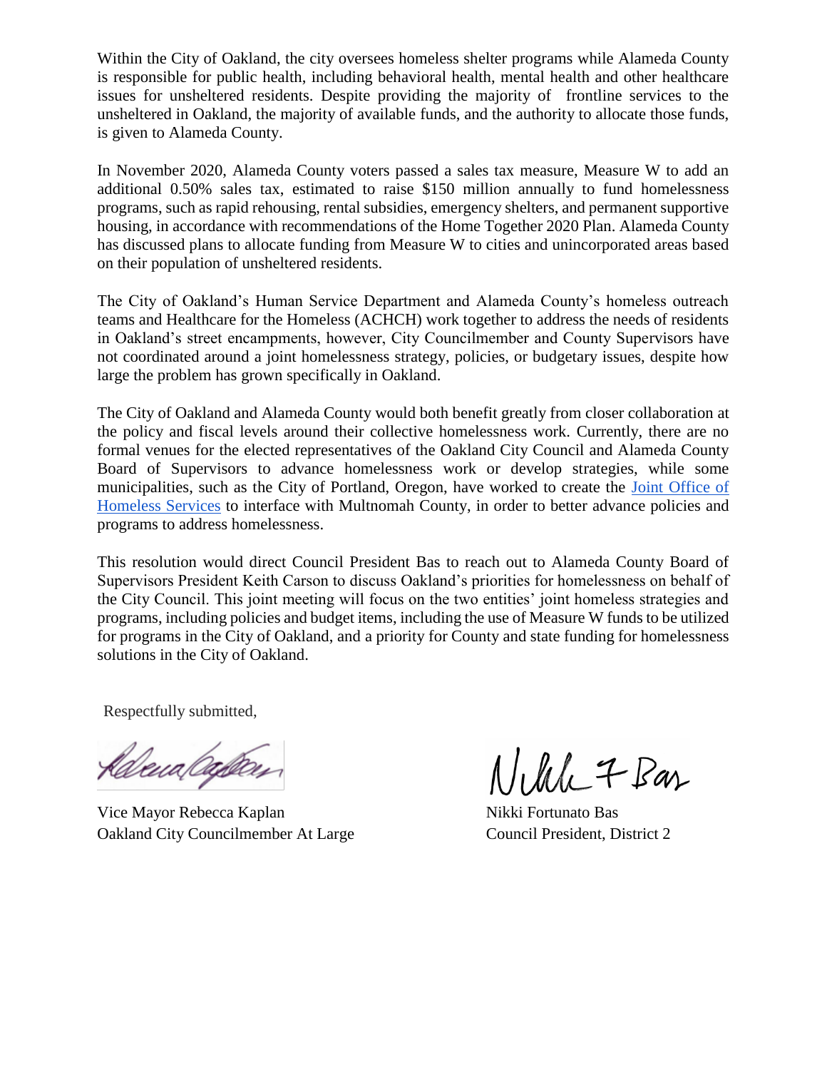Within the City of Oakland, the city oversees homeless shelter programs while Alameda County is responsible for public health, including behavioral health, mental health and other healthcare issues for unsheltered residents. Despite providing the majority of frontline services to the unsheltered in Oakland, the majority of available funds, and the authority to allocate those funds, is given to Alameda County.

In November 2020, Alameda County voters passed a sales tax measure, Measure W to add an additional 0.50% sales tax, estimated to raise $150 million annually to fund homelessness programs, such as rapid rehousing, rental subsidies, emergency shelters, and permanent supportive housing, in accordance with recommendations of the Home Together 2020 Plan. Alameda County has discussed plans to allocate funding from Measure W to cities and unincorporated areas based on their population of unsheltered residents.

The City of Oakland's Human Service Department and Alameda County's homeless outreach teams and Healthcare for the Homeless (ACHCH) work together to address the needs of residents in Oakland's street encampments, however, City Councilmember and County Supervisors have not coordinated around a joint homelessness strategy, policies, or budgetary issues, despite how large the problem has grown specifically in Oakland.

The City of Oakland and Alameda County would both benefit greatly from closer collaboration at the policy and fiscal levels around their collective homelessness work. Currently, there are no formal venues for the elected representatives of the Oakland City Council and Alameda County Board of Supervisors to advance homelessness work or develop strategies, while some municipalities, such as the City of Portland, Oregon, have worked to create the Joint Office of Homeless Services to interface with Multnomah County, in order to better advance policies and programs to address homelessness.

This resolution would direct Council President Bas to reach out to Alameda County Board of Supervisors President Keith Carson to discuss Oakland's priorities for homelessness on behalf of the City Council. This joint meeting will focus on the two entities' joint homeless strategies and programs, including policies and budget items, including the use of Measure W funds to be utilized for programs in the City of Oakland, and a priority for County and state funding for homelessness solutions in the City of Oakland.

Respectfully submitted,

Vice Mayor Rebecca Kaplan
Oakland City Councilmember At Large

Nikki Fortunato Bas
Council President, District 2